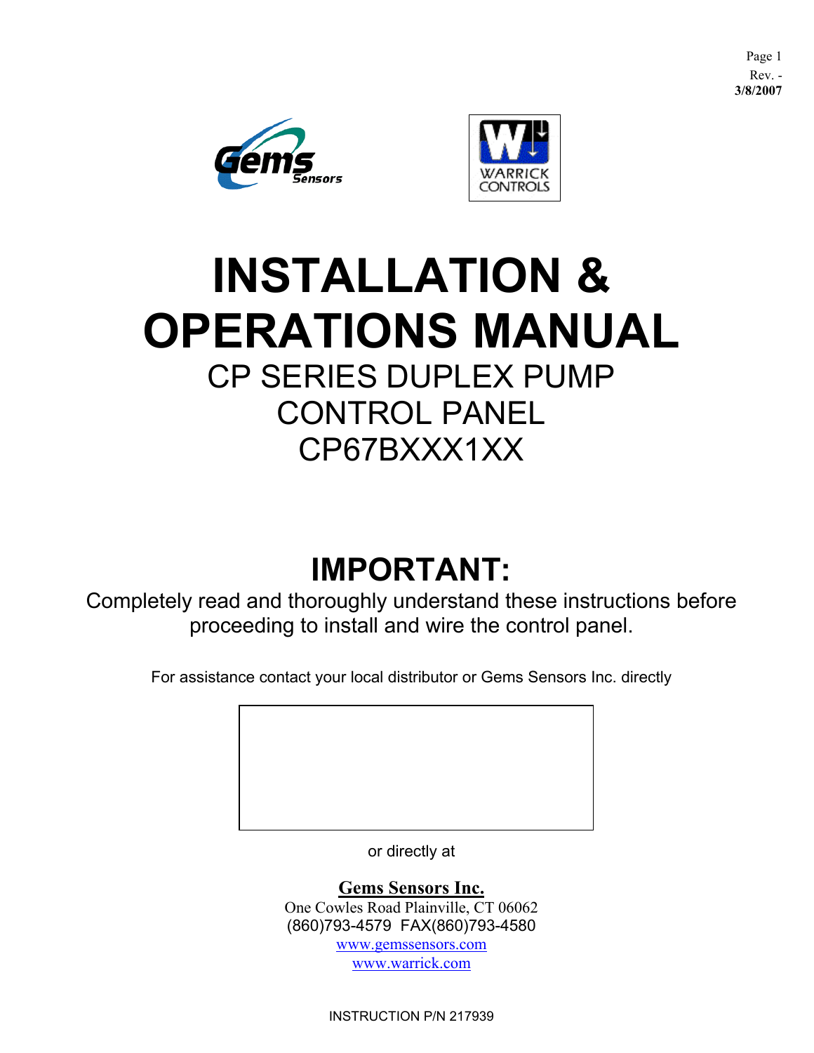Page 1
Rev. -
**3/8/2007**

# INSTALLATION & OPERATIONS MANUAL

## CP SERIES DUPLEX PUMP CONTROL PANEL CP67BXXX1XX

## IMPORTANT:

Completely read and thoroughly understand these instructions before proceeding to install and wire the control panel.

For assistance contact your local distributor or Gems Sensors Inc. directly

or directly at

**Gems Sensors Inc.**
One Cowles Road Plainville, CT 06062
(860)793-4579 FAX(860)793-4580
www.gemssensors.com
www.warrick.com

INSTRUCTION P/N 217939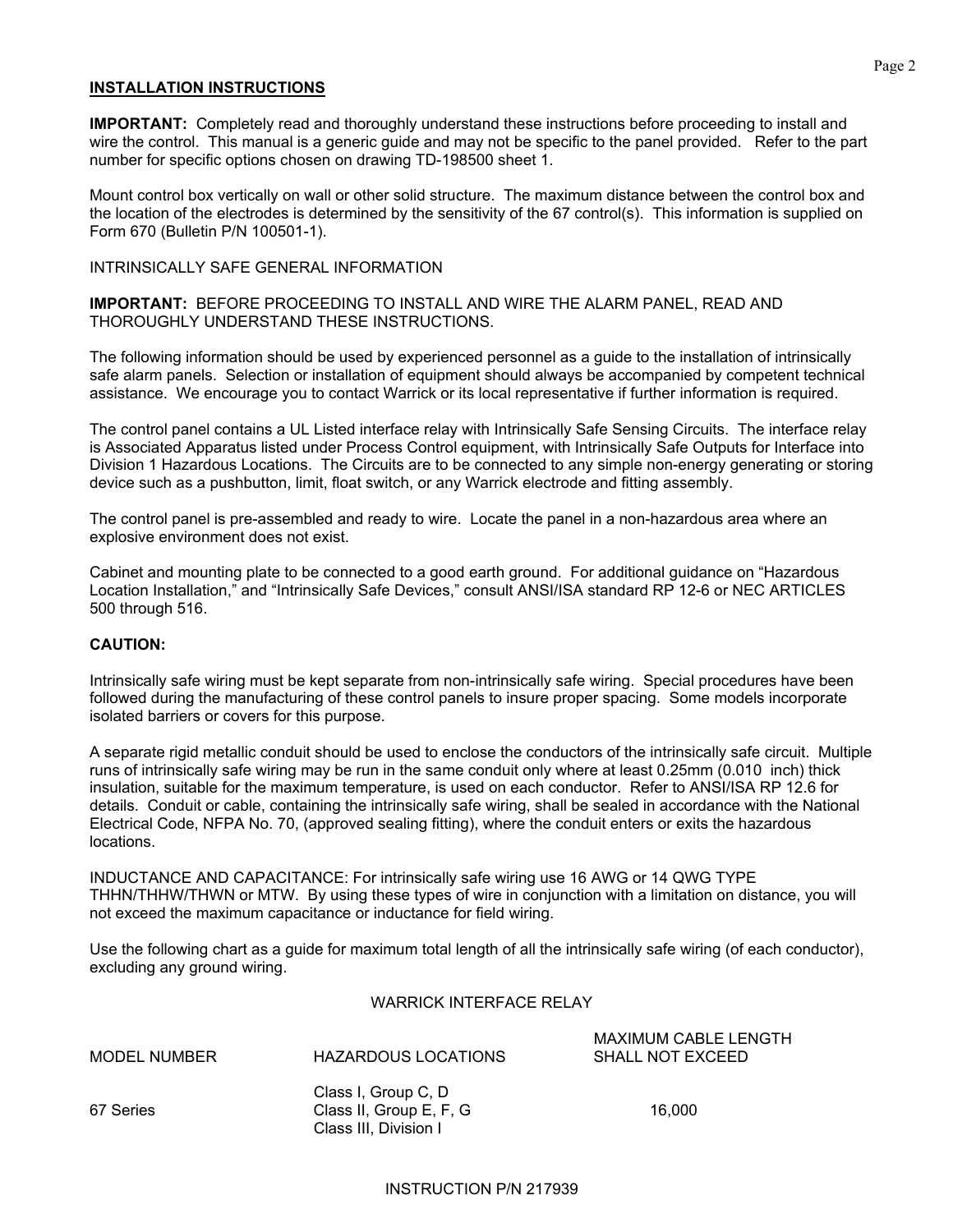## INSTALLATION INSTRUCTIONS

**IMPORTANT:** Completely read and thoroughly understand these instructions before proceeding to install and wire the control. This manual is a generic guide and may not be specific to the panel provided. Refer to the part number for specific options chosen on drawing TD-198500 sheet 1.

Mount control box vertically on wall or other solid structure. The maximum distance between the control box and the location of the electrodes is determined by the sensitivity of the 67 control(s). This information is supplied on Form 670 (Bulletin P/N 100501-1).

INTRINSICALLY SAFE GENERAL INFORMATION

**IMPORTANT:** BEFORE PROCEEDING TO INSTALL AND WIRE THE ALARM PANEL, READ AND THOROUGHLY UNDERSTAND THESE INSTRUCTIONS.

The following information should be used by experienced personnel as a guide to the installation of intrinsically safe alarm panels. Selection or installation of equipment should always be accompanied by competent technical assistance. We encourage you to contact Warrick or its local representative if further information is required.

The control panel contains a UL Listed interface relay with Intrinsically Safe Sensing Circuits. The interface relay is Associated Apparatus listed under Process Control equipment, with Intrinsically Safe Outputs for Interface into Division 1 Hazardous Locations. The Circuits are to be connected to any simple non-energy generating or storing device such as a pushbutton, limit, float switch, or any Warrick electrode and fitting assembly.

The control panel is pre-assembled and ready to wire. Locate the panel in a non-hazardous area where an explosive environment does not exist.

Cabinet and mounting plate to be connected to a good earth ground. For additional guidance on “Hazardous Location Installation,” and “Intrinsically Safe Devices,” consult ANSI/ISA standard RP 12-6 or NEC ARTICLES 500 through 516.

**CAUTION:**

Intrinsically safe wiring must be kept separate from non-intrinsically safe wiring. Special procedures have been followed during the manufacturing of these control panels to insure proper spacing. Some models incorporate isolated barriers or covers for this purpose.

A separate rigid metallic conduit should be used to enclose the conductors of the intrinsically safe circuit. Multiple runs of intrinsically safe wiring may be run in the same conduit only where at least 0.25mm (0.010 inch) thick insulation, suitable for the maximum temperature, is used on each conductor. Refer to ANSI/ISA RP 12.6 for details. Conduit or cable, containing the intrinsically safe wiring, shall be sealed in accordance with the National Electrical Code, NFPA No. 70, (approved sealing fitting), where the conduit enters or exits the hazardous locations.

INDUCTANCE AND CAPACITANCE: For intrinsically safe wiring use 16 AWG or 14 QWG TYPE THHN/THHW/THWN or MTW. By using these types of wire in conjunction with a limitation on distance, you will not exceed the maximum capacitance or inductance for field wiring.

Use the following chart as a guide for maximum total length of all the intrinsically safe wiring (of each conductor), excluding any ground wiring.

WARRICK INTERFACE RELAY

| MODEL NUMBER | HAZARDOUS LOCATIONS | MAXIMUM CABLE LENGTH SHALL NOT EXCEED |
|---|---|---|
| 67 Series | Class I, Group C, D<br>Class II, Group E, F, G<br>Class III, Division I | 16,000 |

INSTRUCTION P/N 217939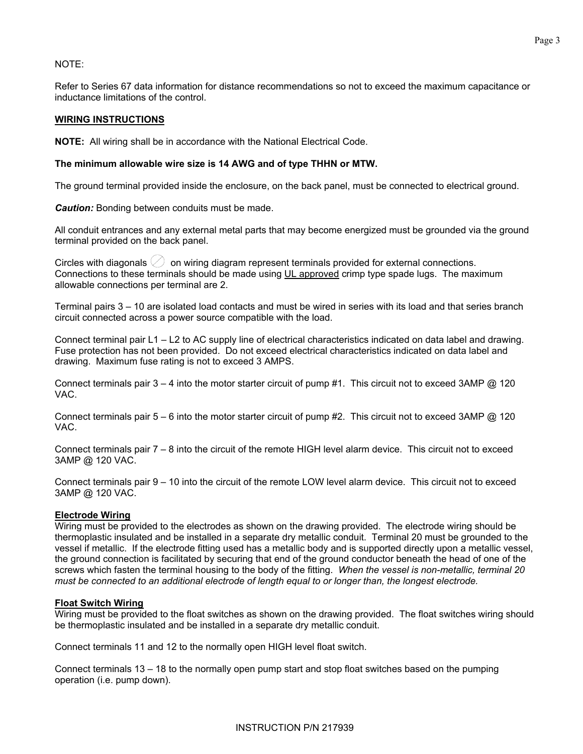NOTE:

Refer to Series 67 data information for distance recommendations so not to exceed the maximum capacitance or inductance limitations of the control.

**WIRING INSTRUCTIONS**

**NOTE:** All wiring shall be in accordance with the National Electrical Code.

**The minimum allowable wire size is 14 AWG and of type THHN or MTW.**

The ground terminal provided inside the enclosure, on the back panel, must be connected to electrical ground.

***Caution:*** Bonding between conduits must be made.

All conduit entrances and any external metal parts that may become energized must be grounded via the ground terminal provided on the back panel.

Circles with diagonals ⊘ on wiring diagram represent terminals provided for external connections. Connections to these terminals should be made using UL approved crimp type spade lugs. The maximum allowable connections per terminal are 2.

Terminal pairs 3 – 10 are isolated load contacts and must be wired in series with its load and that series branch circuit connected across a power source compatible with the load.

Connect terminal pair L1 – L2 to AC supply line of electrical characteristics indicated on data label and drawing. Fuse protection has not been provided. Do not exceed electrical characteristics indicated on data label and drawing. Maximum fuse rating is not to exceed 3 AMPS.

Connect terminals pair 3 – 4 into the motor starter circuit of pump #1. This circuit not to exceed 3AMP @ 120 VAC.

Connect terminals pair 5 – 6 into the motor starter circuit of pump #2. This circuit not to exceed 3AMP @ 120 VAC.

Connect terminals pair 7 – 8 into the circuit of the remote HIGH level alarm device. This circuit not to exceed 3AMP @ 120 VAC.

Connect terminals pair 9 – 10 into the circuit of the remote LOW level alarm device. This circuit not to exceed 3AMP @ 120 VAC.

**Electrode Wiring**

Wiring must be provided to the electrodes as shown on the drawing provided. The electrode wiring should be thermoplastic insulated and be installed in a separate dry metallic conduit. Terminal 20 must be grounded to the vessel if metallic. If the electrode fitting used has a metallic body and is supported directly upon a metallic vessel, the ground connection is facilitated by securing that end of the ground conductor beneath the head of one of the screws which fasten the terminal housing to the body of the fitting. *When the vessel is non-metallic, terminal 20 must be connected to an additional electrode of length equal to or longer than, the longest electrode.*

**Float Switch Wiring**

Wiring must be provided to the float switches as shown on the drawing provided. The float switches wiring should be thermoplastic insulated and be installed in a separate dry metallic conduit.

Connect terminals 11 and 12 to the normally open HIGH level float switch.

Connect terminals 13 – 18 to the normally open pump start and stop float switches based on the pumping operation (i.e. pump down).

INSTRUCTION P/N 217939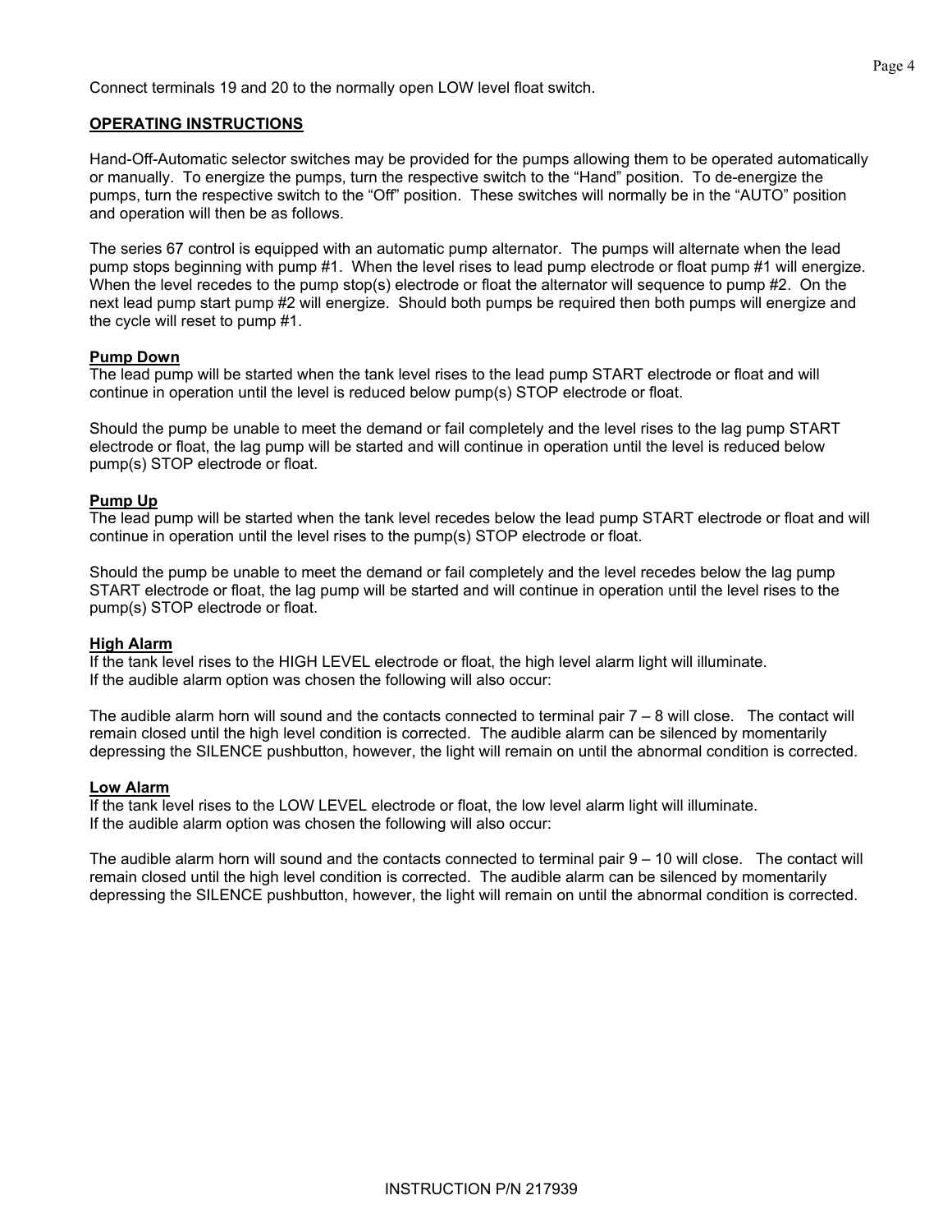Connect terminals 19 and 20 to the normally open LOW level float switch.

## OPERATING INSTRUCTIONS

Hand-Off-Automatic selector switches may be provided for the pumps allowing them to be operated automatically or manually. To energize the pumps, turn the respective switch to the “Hand” position. To de-energize the pumps, turn the respective switch to the “Off” position. These switches will normally be in the “AUTO” position and operation will then be as follows.

The series 67 control is equipped with an automatic pump alternator. The pumps will alternate when the lead pump stops beginning with pump #1. When the level rises to lead pump electrode or float pump #1 will energize. When the level recedes to the pump stop(s) electrode or float the alternator will sequence to pump #2. On the next lead pump start pump #2 will energize. Should both pumps be required then both pumps will energize and the cycle will reset to pump #1.

### Pump Down

The lead pump will be started when the tank level rises to the lead pump START electrode or float and will continue in operation until the level is reduced below pump(s) STOP electrode or float.

Should the pump be unable to meet the demand or fail completely and the level rises to the lag pump START electrode or float, the lag pump will be started and will continue in operation until the level is reduced below pump(s) STOP electrode or float.

### Pump Up

The lead pump will be started when the tank level recedes below the lead pump START electrode or float and will continue in operation until the level rises to the pump(s) STOP electrode or float.

Should the pump be unable to meet the demand or fail completely and the level recedes below the lag pump START electrode or float, the lag pump will be started and will continue in operation until the level rises to the pump(s) STOP electrode or float.

### High Alarm

If the tank level rises to the HIGH LEVEL electrode or float, the high level alarm light will illuminate.
If the audible alarm option was chosen the following will also occur:

The audible alarm horn will sound and the contacts connected to terminal pair 7 – 8 will close. The contact will remain closed until the high level condition is corrected. The audible alarm can be silenced by momentarily depressing the SILENCE pushbutton, however, the light will remain on until the abnormal condition is corrected.

### Low Alarm

If the tank level rises to the LOW LEVEL electrode or float, the low level alarm light will illuminate.
If the audible alarm option was chosen the following will also occur:

The audible alarm horn will sound and the contacts connected to terminal pair 9 – 10 will close. The contact will remain closed until the high level condition is corrected. The audible alarm can be silenced by momentarily depressing the SILENCE pushbutton, however, the light will remain on until the abnormal condition is corrected.

INSTRUCTION P/N 217939